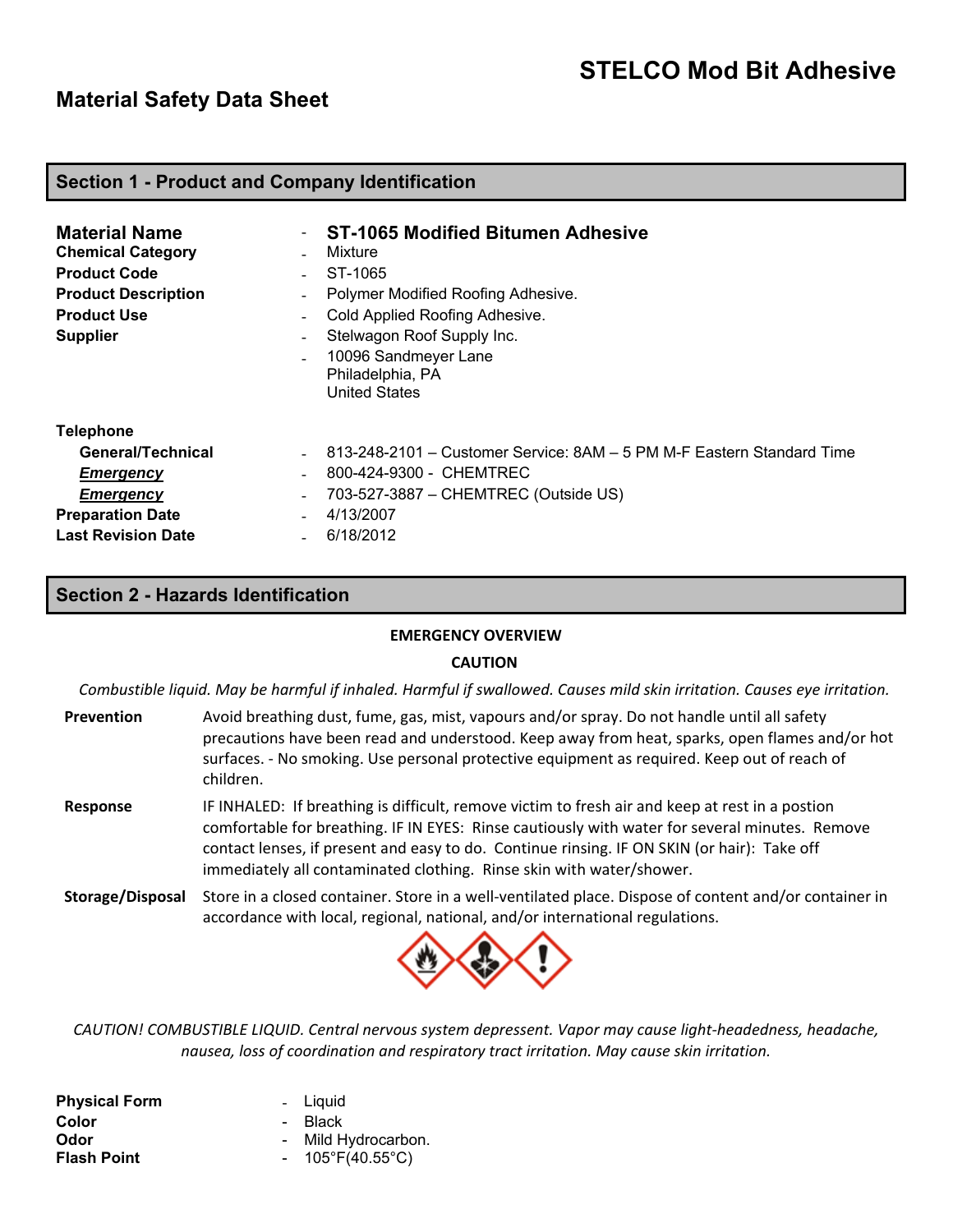# STELCO Mod Bit Adhesive

## Material Safety Data Sheet

## Section 1 - Product and Company Identification

| | | |
|---|---|---|
| **Material Name** | - | **ST-1065 Modified Bitumen Adhesive** |
| **Chemical Category** | - | Mixture |
| **Product Code** | - | ST-1065 |
| **Product Description** | - | Polymer Modified Roofing Adhesive. |
| **Product Use** | - | Cold Applied Roofing Adhesive. |
| **Supplier** | - | Stelwagon Roof Supply Inc. |
| | - | 10096 Sandmeyer Lane<br>Philadelphia, PA<br>United States |

**Telephone**

| | | |
|---|---|---|
| **General/Technical** | - | 813-248-2101 – Customer Service: 8AM – 5 PM M-F Eastern Standard Time |
| ***Emergency*** | - | 800-424-9300 - CHEMTREC |
| ***Emergency*** | - | 703-527-3887 – CHEMTREC (Outside US) |
| **Preparation Date** | - | 4/13/2007 |
| **Last Revision Date** | - | 6/18/2012 |

## Section 2 - Hazards Identification

**EMERGENCY OVERVIEW**

**CAUTION**

*Combustible liquid. May be harmful if inhaled. Harmful if swallowed. Causes mild skin irritation. Causes eye irritation.*

**Prevention** Avoid breathing dust, fume, gas, mist, vapours and/or spray. Do not handle until all safety precautions have been read and understood. Keep away from heat, sparks, open flames and/or hot surfaces. - No smoking. Use personal protective equipment as required. Keep out of reach of children.

**Response** IF INHALED: If breathing is difficult, remove victim to fresh air and keep at rest in a postion comfortable for breathing. IF IN EYES: Rinse cautiously with water for several minutes. Remove contact lenses, if present and easy to do. Continue rinsing. IF ON SKIN (or hair): Take off immediately all contaminated clothing. Rinse skin with water/shower.

**Storage/Disposal** Store in a closed container. Store in a well-ventilated place. Dispose of content and/or container in accordance with local, regional, national, and/or international regulations.

*CAUTION! COMBUSTIBLE LIQUID. Central nervous system depressant. Vapor may cause light-headedness, headache, nausea, loss of coordination and respiratory tract irritation. May cause skin irritation.*

| | | |
|---|---|---|
| **Physical Form** | - | Liquid |
| **Color** | - | Black |
| **Odor** | - | Mild Hydrocarbon. |
| **Flash Point** | - | 105°F(40.55°C) |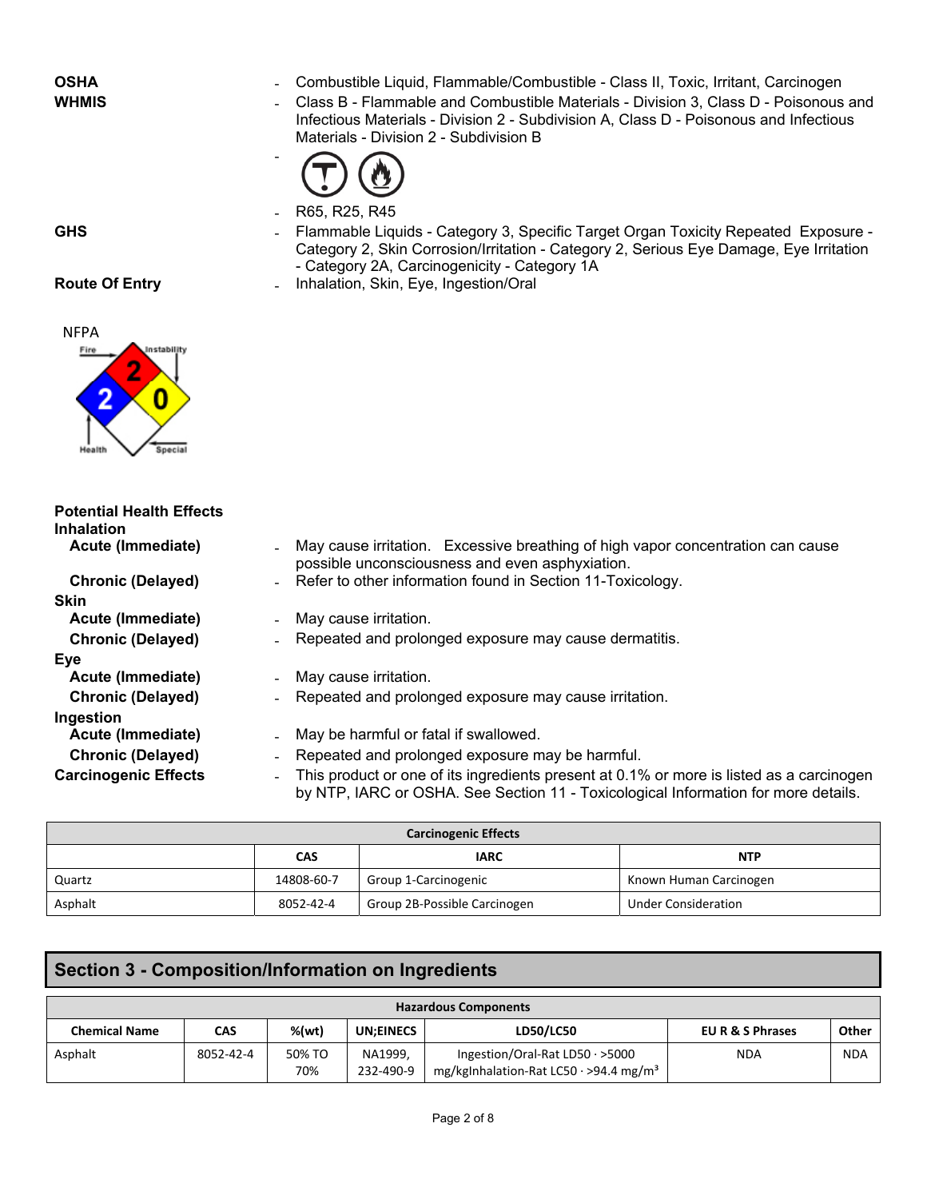**OSHA** - Combustible Liquid, Flammable/Combustible - Class II, Toxic, Irritant, Carcinogen

**WHMIS** - Class B - Flammable and Combustible Materials - Division 3, Class D - Poisonous and Infectious Materials - Division 2 - Subdivision A, Class D - Poisonous and Infectious Materials - Division 2 - Subdivision B

- R65, R25, R45

**GHS** - Flammable Liquids - Category 3, Specific Target Organ Toxicity Repeated Exposure - Category 2, Skin Corrosion/Irritation - Category 2, Serious Eye Damage, Eye Irritation - Category 2A, Carcinogenicity - Category 1A

**Route Of Entry** - Inhalation, Skin, Eye, Ingestion/Oral

NFPA

Fire: 2
Health: 2
Instability: 0
Special:

**Potential Health Effects**

**Inhalation**

- **Acute (Immediate)** - May cause irritation. Excessive breathing of high vapor concentration can cause possible unconsciousness and even asphyxiation.
- **Chronic (Delayed)** - Refer to other information found in Section 11-Toxicology.

**Skin**

- **Acute (Immediate)** - May cause irritation.
- **Chronic (Delayed)** - Repeated and prolonged exposure may cause dermatitis.

**Eye**

- **Acute (Immediate)** - May cause irritation.
- **Chronic (Delayed)** - Repeated and prolonged exposure may cause irritation.

**Ingestion**

- **Acute (Immediate)** - May be harmful or fatal if swallowed.
- **Chronic (Delayed)** - Repeated and prolonged exposure may be harmful.

**Carcinogenic Effects** - This product or one of its ingredients present at 0.1% or more is listed as a carcinogen by NTP, IARC or OSHA. See Section 11 - Toxicological Information for more details.

| Carcinogenic Effects | | | |
|---|---|---|---|
| | **CAS** | **IARC** | **NTP** |
| Quartz | 14808-60-7 | Group 1-Carcinogenic | Known Human Carcinogen |
| Asphalt | 8052-42-4 | Group 2B-Possible Carcinogen | Under Consideration |

## Section 3 - Composition/Information on Ingredients

| Hazardous Components | | | | | | |
|---|---|---|---|---|---|---|
| **Chemical Name** | **CAS** | **%(wt)** | **UN;EINECS** | **LD50/LC50** | **EU R & S Phrases** | **Other** |
| Asphalt | 8052-42-4 | 50% TO 70% | NA1999, 232-490-9 | Ingestion/Oral-Rat LD50 · >5000 mg/kgInhalation-Rat LC50 · >94.4 mg/m³ | NDA | NDA |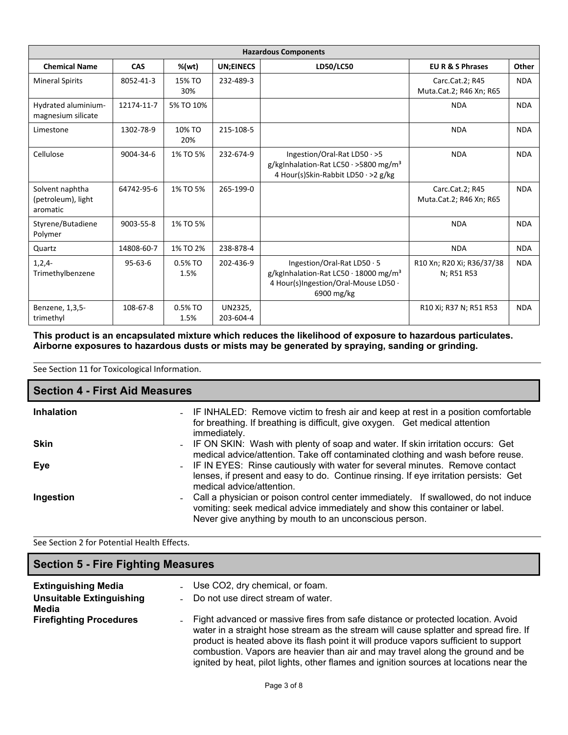| Hazardous Components | | | | | | |
|---|---|---|---|---|---|---|
| **Chemical Name** | **CAS** | **%(wt)** | **UN;EINECS** | **LD50/LC50** | **EU R & S Phrases** | **Other** |
| Mineral Spirits | 8052-41-3 | 15% TO 30% | 232-489-3 | | Carc.Cat.2; R45 Muta.Cat.2; R46 Xn; R65 | NDA |
| Hydrated aluminium-magnesium silicate | 12174-11-7 | 5% TO 10% | | | NDA | NDA |
| Limestone | 1302-78-9 | 10% TO 20% | 215-108-5 | | NDA | NDA |
| Cellulose | 9004-34-6 | 1% TO 5% | 232-674-9 | Ingestion/Oral-Rat LD50 · >5 g/kgInhalation-Rat LC50 · >5800 mg/m³ 4 Hour(s)Skin-Rabbit LD50 · >2 g/kg | NDA | NDA |
| Solvent naphtha (petroleum), light aromatic | 64742-95-6 | 1% TO 5% | 265-199-0 | | Carc.Cat.2; R45 Muta.Cat.2; R46 Xn; R65 | NDA |
| Styrene/Butadiene Polymer | 9003-55-8 | 1% TO 5% | | | NDA | NDA |
| Quartz | 14808-60-7 | 1% TO 2% | 238-878-4 | | NDA | NDA |
| 1,2,4-Trimethylbenzene | 95-63-6 | 0.5% TO 1.5% | 202-436-9 | Ingestion/Oral-Rat LD50 · 5 g/kgInhalation-Rat LC50 · 18000 mg/m³ 4 Hour(s)Ingestion/Oral-Mouse LD50 · 6900 mg/kg | R10 Xn; R20 Xi; R36/37/38 N; R51 R53 | NDA |
| Benzene, 1,3,5-trimethyl | 108-67-8 | 0.5% TO 1.5% | UN2325, 203-604-4 | | R10 Xi; R37 N; R51 R53 | NDA |

**This product is an encapsulated mixture which reduces the likelihood of exposure to hazardous particulates. Airborne exposures to hazardous dusts or mists may be generated by spraying, sanding or grinding.**

See Section 11 for Toxicological Information.

## Section 4 - First Aid Measures

**Inhalation**
- IF INHALED: Remove victim to fresh air and keep at rest in a position comfortable for breathing. If breathing is difficult, give oxygen. Get medical attention immediately.

**Skin**
- IF ON SKIN: Wash with plenty of soap and water. If skin irritation occurs: Get medical advice/attention. Take off contaminated clothing and wash before reuse.

**Eye**
- IF IN EYES: Rinse cautiously with water for several minutes. Remove contact lenses, if present and easy to do. Continue rinsing. If eye irritation persists: Get medical advice/attention.

**Ingestion**
- Call a physician or poison control center immediately. If swallowed, do not induce vomiting: seek medical advice immediately and show this container or label. Never give anything by mouth to an unconscious person.

See Section 2 for Potential Health Effects.

## Section 5 - Fire Fighting Measures

**Extinguishing Media**
- Use $CO_2$, dry chemical, or foam.

**Unsuitable Extinguishing Media**
- Do not use direct stream of water.

**Firefighting Procedures**
- Fight advanced or massive fires from safe distance or protected location. Avoid water in a straight hose stream as the stream will cause splatter and spread fire. If product is heated above its flash point it will produce vapors sufficient to support combustion. Vapors are heavier than air and may travel along the ground and be ignited by heat, pilot lights, other flames and ignition sources at locations near the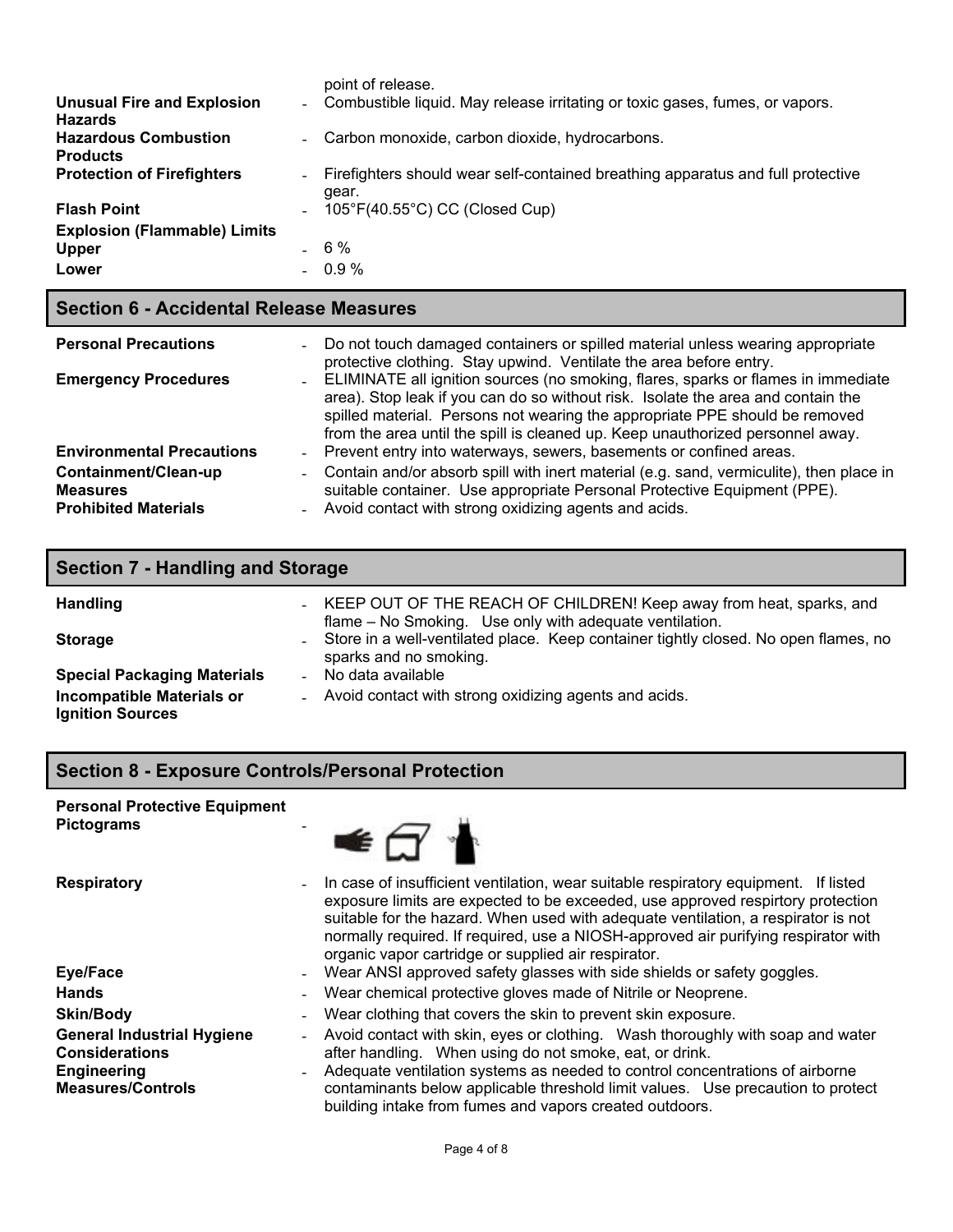point of release.

**Unusual Fire and Explosion Hazards** - Combustible liquid. May release irritating or toxic gases, fumes, or vapors.

**Hazardous Combustion Products** - Carbon monoxide, carbon dioxide, hydrocarbons.

**Protection of Firefighters** - Firefighters should wear self-contained breathing apparatus and full protective gear.

**Flash Point** - 105°F(40.55°C) CC (Closed Cup)

**Explosion (Flammable) Limits**

**Upper** - 6 %

**Lower** - 0.9 %

## Section 6 - Accidental Release Measures

**Personal Precautions** - Do not touch damaged containers or spilled material unless wearing appropriate protective clothing. Stay upwind. Ventilate the area before entry.

**Emergency Procedures** - ELIMINATE all ignition sources (no smoking, flares, sparks or flames in immediate area). Stop leak if you can do so without risk. Isolate the area and contain the spilled material. Persons not wearing the appropriate PPE should be removed from the area until the spill is cleaned up. Keep unauthorized personnel away.

**Environmental Precautions** - Prevent entry into waterways, sewers, basements or confined areas.

**Containment/Clean-up Measures** - Contain and/or absorb spill with inert material (e.g. sand, vermiculite), then place in suitable container. Use appropriate Personal Protective Equipment (PPE).

**Prohibited Materials** - Avoid contact with strong oxidizing agents and acids.

## Section 7 - Handling and Storage

**Handling** - KEEP OUT OF THE REACH OF CHILDREN! Keep away from heat, sparks, and flame – No Smoking. Use only with adequate ventilation.

**Storage** - Store in a well-ventilated place. Keep container tightly closed. No open flames, no sparks and no smoking.

**Special Packaging Materials** - No data available

**Incompatible Materials or Ignition Sources** - Avoid contact with strong oxidizing agents and acids.

## Section 8 - Exposure Controls/Personal Protection

**Personal Protective Equipment Pictograms** -

**Respiratory** - In case of insufficient ventilation, wear suitable respiratory equipment. If listed exposure limits are expected to be exceeded, use approved respirtory protection suitable for the hazard. When used with adequate ventilation, a respirator is not normally required. If required, use a NIOSH-approved air purifying respirator with organic vapor cartridge or supplied air respirator.

**Eye/Face** - Wear ANSI approved safety glasses with side shields or safety goggles.

**Hands** - Wear chemical protective gloves made of Nitrile or Neoprene.

**Skin/Body** - Wear clothing that covers the skin to prevent skin exposure.

**General Industrial Hygiene Considerations** - Avoid contact with skin, eyes or clothing. Wash thoroughly with soap and water after handling. When using do not smoke, eat, or drink.

**Engineering Measures/Controls** - Adequate ventilation systems as needed to control concentrations of airborne contaminants below applicable threshold limit values. Use precaution to protect building intake from fumes and vapors created outdoors.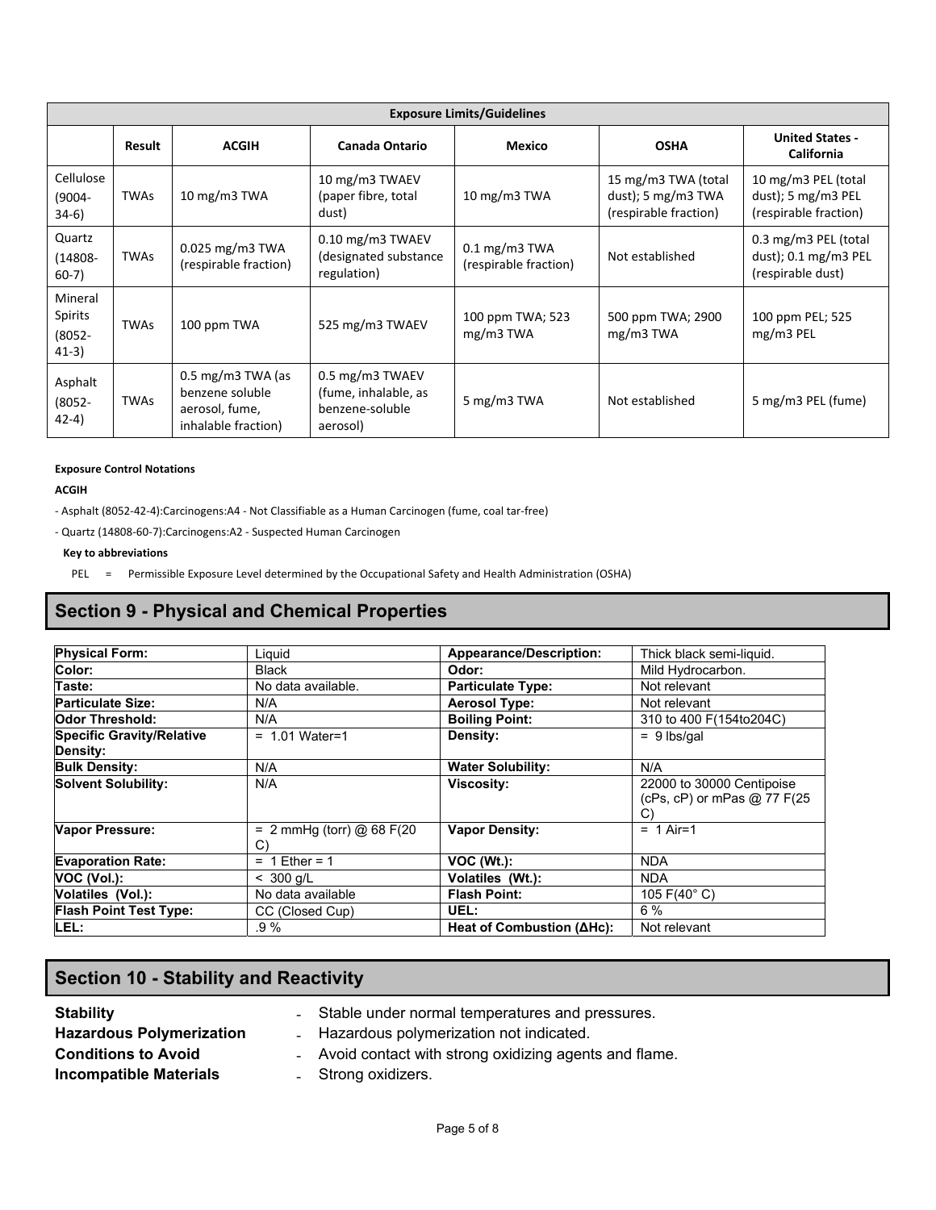| Exposure Limits/Guidelines | | | | | | |
|---|---|---|---|---|---|---|
| | **Result** | **ACGIH** | **Canada Ontario** | **Mexico** | **OSHA** | **United States - California** |
| Cellulose (9004-34-6) | TWAs | 10 mg/m3 TWA | 10 mg/m3 TWAEV (paper fibre, total dust) | 10 mg/m3 TWA | 15 mg/m3 TWA (total dust); 5 mg/m3 TWA (respirable fraction) | 10 mg/m3 PEL (total dust); 5 mg/m3 PEL (respirable fraction) |
| Quartz (14808-60-7) | TWAs | 0.025 mg/m3 TWA (respirable fraction) | 0.10 mg/m3 TWAEV (designated substance regulation) | 0.1 mg/m3 TWA (respirable fraction) | Not established | 0.3 mg/m3 PEL (total dust); 0.1 mg/m3 PEL (respirable dust) |
| Mineral Spirits (8052-41-3) | TWAs | 100 ppm TWA | 525 mg/m3 TWAEV | 100 ppm TWA; 523 mg/m3 TWA | 500 ppm TWA; 2900 mg/m3 TWA | 100 ppm PEL; 525 mg/m3 PEL |
| Asphalt (8052-42-4) | TWAs | 0.5 mg/m3 TWA (as benzene soluble aerosol, fume, inhalable fraction) | 0.5 mg/m3 TWAEV (fume, inhalable, as benzene-soluble aerosol) | 5 mg/m3 TWA | Not established | 5 mg/m3 PEL (fume) |

**Exposure Control Notations**

**ACGIH**

- Asphalt (8052-42-4):Carcinogens:A4 - Not Classifiable as a Human Carcinogen (fume, coal tar-free)

- Quartz (14808-60-7):Carcinogens:A2 - Suspected Human Carcinogen

**Key to abbreviations**

PEL = Permissible Exposure Level determined by the Occupational Safety and Health Administration (OSHA)

## Section 9 - Physical and Chemical Properties

| | | | |
|---|---|---|---|
| **Physical Form:** | Liquid | **Appearance/Description:** | Thick black semi-liquid. |
| **Color:** | Black | **Odor:** | Mild Hydrocarbon. |
| **Taste:** | No data available. | **Particulate Type:** | Not relevant |
| **Particulate Size:** | N/A | **Aerosol Type:** | Not relevant |
| **Odor Threshold:** | N/A | **Boiling Point:** | 310 to 400 F(154to204C) |
| **Specific Gravity/Relative Density:** | = 1.01 Water=1 | **Density:** | = 9 lbs/gal |
| **Bulk Density:** | N/A | **Water Solubility:** | N/A |
| **Solvent Solubility:** | N/A | **Viscosity:** | 22000 to 30000 Centipoise (cPs, cP) or mPas @ 77 F(25 C) |
| **Vapor Pressure:** | = 2 mmHg (torr) @ 68 F(20 C) | **Vapor Density:** | = 1 Air=1 |
| **Evaporation Rate:** | = 1 Ether = 1 | **VOC (Wt.):** | NDA |
| **VOC (Vol.):** | < 300 g/L | **Volatiles (Wt.):** | NDA |
| **Volatiles (Vol.):** | No data available | **Flash Point:** | 105 F(40° C) |
| **Flash Point Test Type:** | CC (Closed Cup) | **UEL:** | 6 % |
| **LEL:** | .9 % | **Heat of Combustion (ΔHc):** | Not relevant |

## Section 10 - Stability and Reactivity

**Stability** - Stable under normal temperatures and pressures.

**Hazardous Polymerization** - Hazardous polymerization not indicated.

**Conditions to Avoid** - Avoid contact with strong oxidizing agents and flame.

**Incompatible Materials** - Strong oxidizers.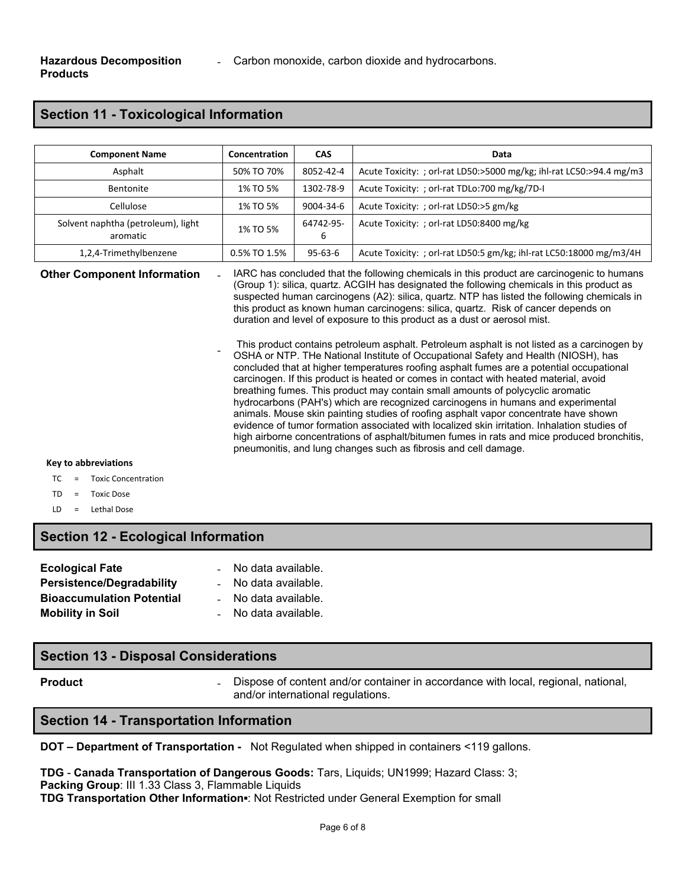**Hazardous Decomposition Products** - Carbon monoxide, carbon dioxide and hydrocarbons.

## Section 11 - Toxicological Information

| Component Name | Concentration | CAS | Data |
|---|---|---|---|
| Asphalt | 50% TO 70% | 8052-42-4 | Acute Toxicity: ; orl-rat LD50:>5000 mg/kg; ihl-rat LC50:>94.4 mg/m3 |
| Bentonite | 1% TO 5% | 1302-78-9 | Acute Toxicity: ; orl-rat TDLo:700 mg/kg/7D-I |
| Cellulose | 1% TO 5% | 9004-34-6 | Acute Toxicity: ; orl-rat LD50:>5 gm/kg |
| Solvent naphtha (petroleum), light aromatic | 1% TO 5% | 64742-95-6 | Acute Toxicity: ; orl-rat LD50:8400 mg/kg |
| 1,2,4-Trimethylbenzene | 0.5% TO 1.5% | 95-63-6 | Acute Toxicity: ; orl-rat LD50:5 gm/kg; ihl-rat LC50:18000 mg/m3/4H |

**Other Component Information** - IARC has concluded that the following chemicals in this product are carcinogenic to humans (Group 1): silica, quartz. ACGIH has designated the following chemicals in this product as suspected human carcinogens (A2): silica, quartz. NTP has listed the following chemicals in this product as known human carcinogens: silica, quartz. Risk of cancer depends on duration and level of exposure to this product as a dust or aerosol mist.

- This product contains petroleum asphalt. Petroleum asphalt is not listed as a carcinogen by OSHA or NTP. THe National Institute of Occupational Safety and Health (NIOSH), has concluded that at higher temperatures roofing asphalt fumes are a potential occupational carcinogen. If this product is heated or comes in contact with heated material, avoid breathing fumes. This product may contain small amounts of polycyclic aromatic hydrocarbons (PAH's) which are recognized carcinogens in humans and experimental animals. Mouse skin painting studies of roofing asphalt vapor concentrate have shown evidence of tumor formation associated with localized skin irritation. Inhalation studies of high airborne concentrations of asphalt/bitumen fumes in rats and mice produced bronchitis, pneumonitis, and lung changes such as fibrosis and cell damage.

**Key to abbreviations**

- TC = Toxic Concentration
- TD = Toxic Dose
- LD = Lethal Dose

## Section 12 - Ecological Information

**Ecological Fate** - No data available.
**Persistence/Degradability** - No data available.
**Bioaccumulation Potential** - No data available.
**Mobility in Soil** - No data available.

## Section 13 - Disposal Considerations

**Product** - Dispose of content and/or container in accordance with local, regional, national, and/or international regulations.

## Section 14 - Transportation Information

**DOT – Department of Transportation -** Not Regulated when shipped in containers <119 gallons.

**TDG - Canada Transportation of Dangerous Goods:** Tars, Liquids; UN1999; Hazard Class: 3;
**Packing Group**: III 1.33 Class 3, Flammable Liquids
**TDG Transportation Other Information▪**: Not Restricted under General Exemption for small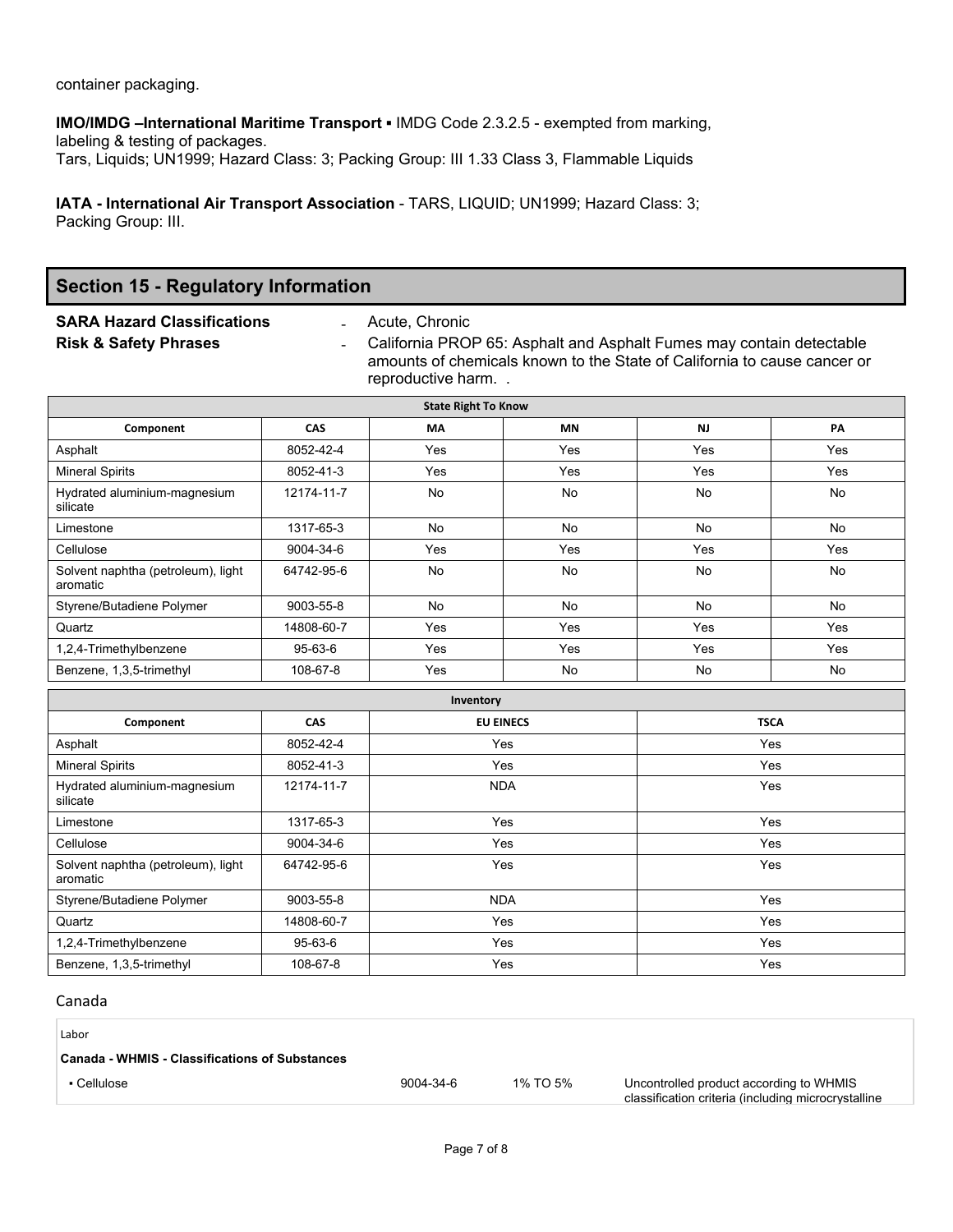container packaging.

**IMO/IMDG –International Maritime Transport** ▪ IMDG Code 2.3.2.5 - exempted from marking, labeling & testing of packages.
Tars, Liquids; UN1999; Hazard Class: 3; Packing Group: III 1.33 Class 3, Flammable Liquids

**IATA - International Air Transport Association** - TARS, LIQUID; UN1999; Hazard Class: 3; Packing Group: III.

## Section 15 - Regulatory Information

**SARA Hazard Classifications** - Acute, Chronic

**Risk & Safety Phrases** - California PROP 65: Asphalt and Asphalt Fumes may contain detectable amounts of chemicals known to the State of California to cause cancer or reproductive harm. .

**State Right To Know**

| Component | CAS | MA | MN | NJ | PA |
|---|---|---|---|---|---|
| Asphalt | 8052-42-4 | Yes | Yes | Yes | Yes |
| Mineral Spirits | 8052-41-3 | Yes | Yes | Yes | Yes |
| Hydrated aluminium-magnesium silicate | 12174-11-7 | No | No | No | No |
| Limestone | 1317-65-3 | No | No | No | No |
| Cellulose | 9004-34-6 | Yes | Yes | Yes | Yes |
| Solvent naphtha (petroleum), light aromatic | 64742-95-6 | No | No | No | No |
| Styrene/Butadiene Polymer | 9003-55-8 | No | No | No | No |
| Quartz | 14808-60-7 | Yes | Yes | Yes | Yes |
| 1,2,4-Trimethylbenzene | 95-63-6 | Yes | Yes | Yes | Yes |
| Benzene, 1,3,5-trimethyl | 108-67-8 | Yes | No | No | No |

**Inventory**

| Component | CAS | EU EINECS | TSCA |
|---|---|---|---|
| Asphalt | 8052-42-4 | Yes | Yes |
| Mineral Spirits | 8052-41-3 | Yes | Yes |
| Hydrated aluminium-magnesium silicate | 12174-11-7 | NDA | Yes |
| Limestone | 1317-65-3 | Yes | Yes |
| Cellulose | 9004-34-6 | Yes | Yes |
| Solvent naphtha (petroleum), light aromatic | 64742-95-6 | Yes | Yes |
| Styrene/Butadiene Polymer | 9003-55-8 | NDA | Yes |
| Quartz | 14808-60-7 | Yes | Yes |
| 1,2,4-Trimethylbenzene | 95-63-6 | Yes | Yes |
| Benzene, 1,3,5-trimethyl | 108-67-8 | Yes | Yes |

Canada

Labor

**Canada - WHMIS - Classifications of Substances**

| | | | |
|---|---|---|---|
| ▪ Cellulose | 9004-34-6 | 1% TO 5% | Uncontrolled product according to WHMIS classification criteria (including microcrystalline |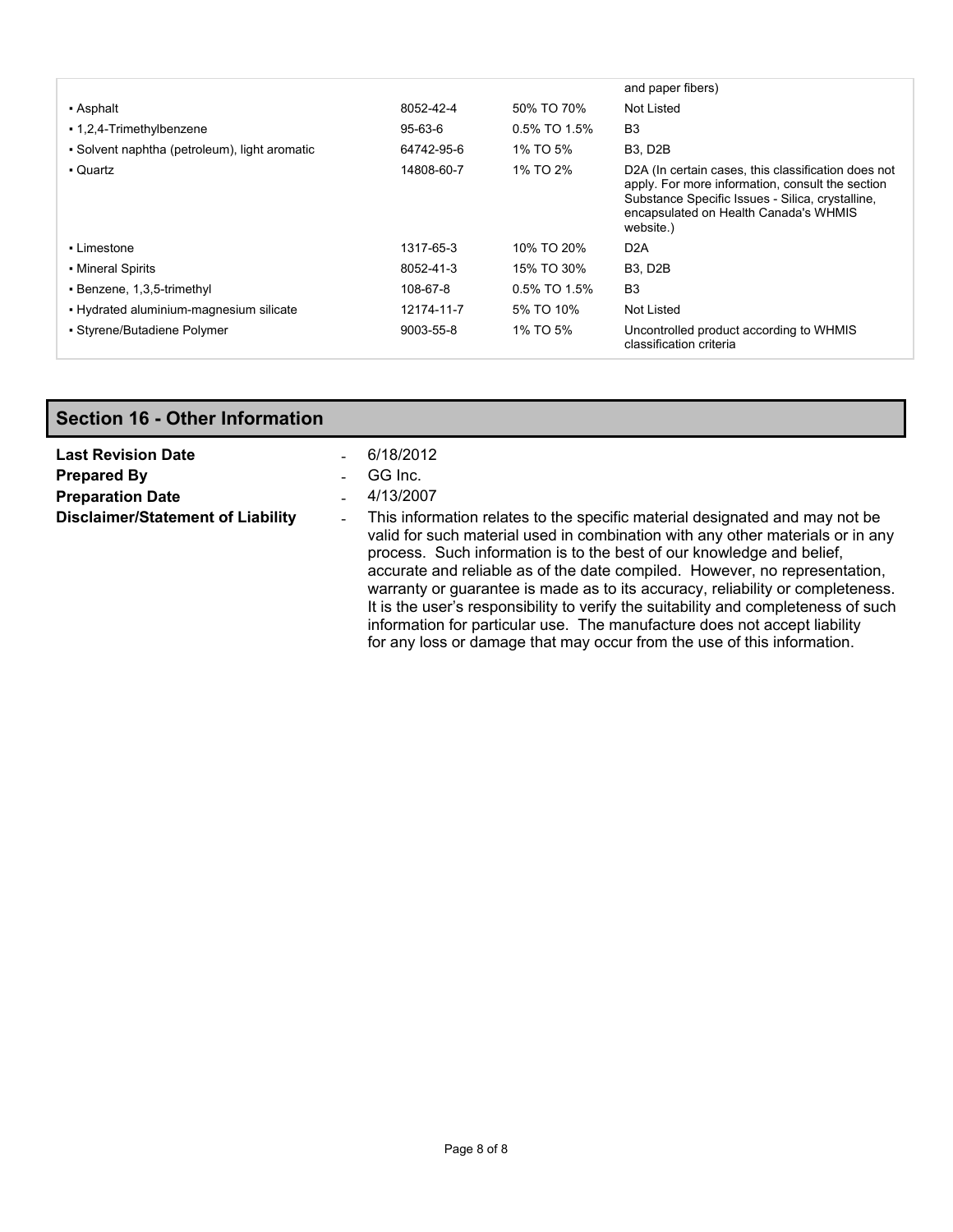| | | | |
|---|---|---|---|
| | | | and paper fibers) |
| ▪ Asphalt | 8052-42-4 | 50% TO 70% | Not Listed |
| ▪ 1,2,4-Trimethylbenzene | 95-63-6 | 0.5% TO 1.5% | B3 |
| ▪ Solvent naphtha (petroleum), light aromatic | 64742-95-6 | 1% TO 5% | B3, D2B |
| ▪ Quartz | 14808-60-7 | 1% TO 2% | D2A (In certain cases, this classification does not apply. For more information, consult the section Substance Specific Issues - Silica, crystalline, encapsulated on Health Canada's WHMIS website.) |
| ▪ Limestone | 1317-65-3 | 10% TO 20% | D2A |
| ▪ Mineral Spirits | 8052-41-3 | 15% TO 30% | B3, D2B |
| ▪ Benzene, 1,3,5-trimethyl | 108-67-8 | 0.5% TO 1.5% | B3 |
| ▪ Hydrated aluminium-magnesium silicate | 12174-11-7 | 5% TO 10% | Not Listed |
| ▪ Styrene/Butadiene Polymer | 9003-55-8 | 1% TO 5% | Uncontrolled product according to WHMIS classification criteria |

## Section 16 - Other Information

**Last Revision Date** - 6/18/2012

**Prepared By** - GG Inc.

**Preparation Date** - 4/13/2007

**Disclaimer/Statement of Liability** - This information relates to the specific material designated and may not be valid for such material used in combination with any other materials or in any process. Such information is to the best of our knowledge and belief, accurate and reliable as of the date compiled. However, no representation, warranty or guarantee is made as to its accuracy, reliability or completeness. It is the user's responsibility to verify the suitability and completeness of such information for particular use. The manufacture does not accept liability for any loss or damage that may occur from the use of this information.